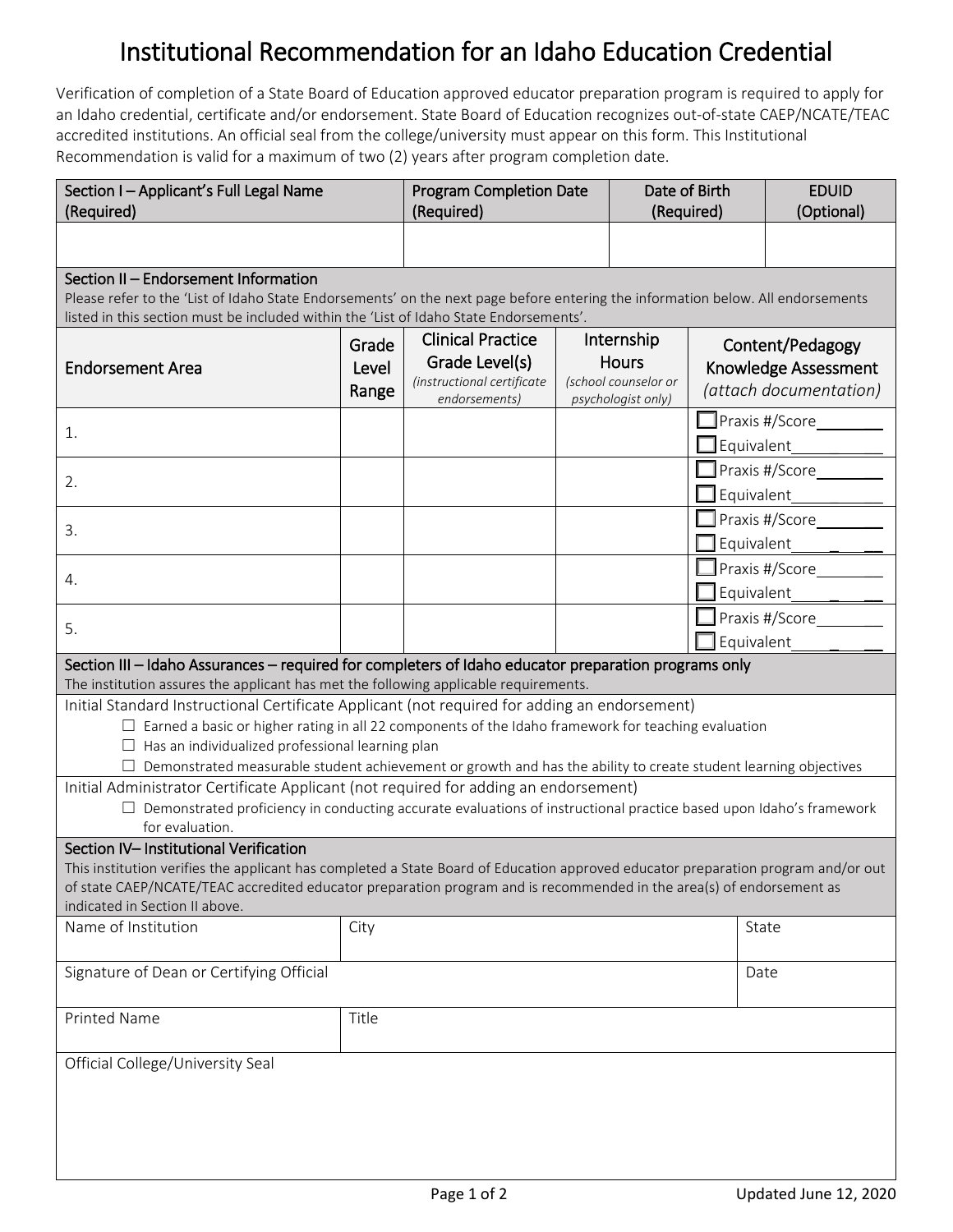# Institutional Recommendation for an Idaho Education Credential

Verification of completion of a State Board of Education approved educator preparation program is required to apply for an Idaho credential, certificate and/or endorsement. State Board of Education recognizes out-of-state CAEP/NCATE/TEAC accredited institutions. An official seal from the college/university must appear on this form. This Institutional Recommendation is valid for a maximum of two (2) years after program completion date.

| Section I – Applicant's Full Legal Name (Required) | Program Completion Date (Required) | Date of Birth (Required) | EDUID (Optional) |
|---|---|---|---|
| | | | |

**Section II – Endorsement Information**

Please refer to the 'List of Idaho State Endorsements' on the next page before entering the information below. All endorsements listed in this section must be included within the 'List of Idaho State Endorsements'.

| Endorsement Area | Grade Level Range | Clinical Practice Grade Level(s) *(instructional certificate endorsements)* | Internship Hours *(school counselor or psychologist only)* | Content/Pedagogy Knowledge Assessment *(attach documentation)* |
|---|---|---|---|---|
| 1. | | | | ☐ Praxis #/Score________ ☐ Equivalent________ |
| 2. | | | | ☐ Praxis #/Score________ ☐ Equivalent________ |
| 3. | | | | ☐ Praxis #/Score________ ☐ Equivalent________ |
| 4. | | | | ☐ Praxis #/Score________ ☐ Equivalent________ |
| 5. | | | | ☐ Praxis #/Score________ ☐ Equivalent________ |

**Section III – Idaho Assurances – required for completers of Idaho educator preparation programs only**

The institution assures the applicant has met the following applicable requirements.

Initial Standard Instructional Certificate Applicant (not required for adding an endorsement)

- ☐ Earned a basic or higher rating in all 22 components of the Idaho framework for teaching evaluation
- ☐ Has an individualized professional learning plan
- ☐ Demonstrated measurable student achievement or growth and has the ability to create student learning objectives

Initial Administrator Certificate Applicant (not required for adding an endorsement)

- ☐ Demonstrated proficiency in conducting accurate evaluations of instructional practice based upon Idaho's framework for evaluation.

**Section IV– Institutional Verification**

This institution verifies the applicant has completed a State Board of Education approved educator preparation program and/or out of state CAEP/NCATE/TEAC accredited educator preparation program and is recommended in the area(s) of endorsement as indicated in Section II above.

| Name of Institution | City | State |
|---|---|---|
| Signature of Dean or Certifying Official | | Date |
| Printed Name | Title | |
| Official College/University Seal | | |

Updated June 12, 2020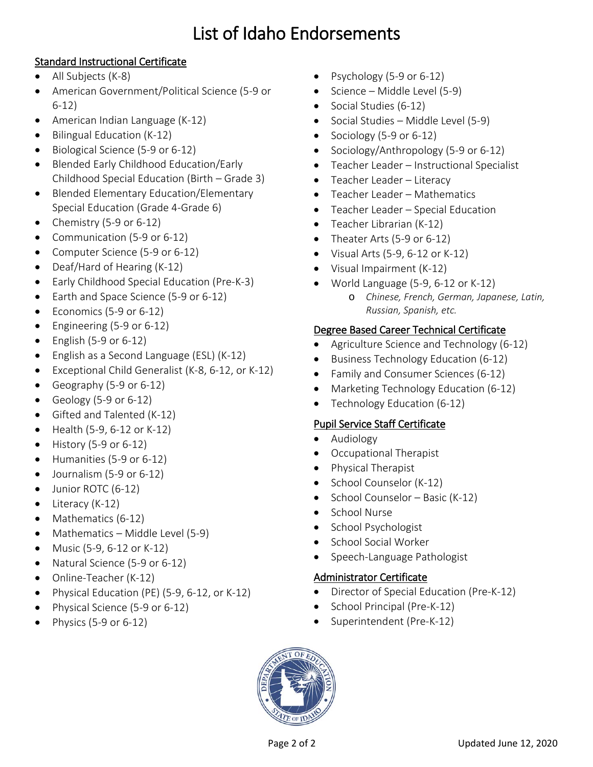# List of Idaho Endorsements

## Standard Instructional Certificate

- All Subjects (K-8)
- American Government/Political Science (5-9 or 6-12)
- American Indian Language (K-12)
- Bilingual Education (K-12)
- Biological Science (5-9 or 6-12)
- Blended Early Childhood Education/Early Childhood Special Education (Birth – Grade 3)
- Blended Elementary Education/Elementary Special Education (Grade 4-Grade 6)
- Chemistry (5-9 or 6-12)
- Communication (5-9 or 6-12)
- Computer Science (5-9 or 6-12)
- Deaf/Hard of Hearing (K-12)
- Early Childhood Special Education (Pre-K-3)
- Earth and Space Science (5-9 or 6-12)
- Economics (5-9 or 6-12)
- Engineering (5-9 or 6-12)
- English (5-9 or 6-12)
- English as a Second Language (ESL) (K-12)
- Exceptional Child Generalist (K-8, 6-12, or K-12)
- Geography (5-9 or 6-12)
- Geology (5-9 or 6-12)
- Gifted and Talented (K-12)
- Health (5-9, 6-12 or K-12)
- History (5-9 or 6-12)
- Humanities (5-9 or 6-12)
- Journalism (5-9 or 6-12)
- Junior ROTC (6-12)
- Literacy (K-12)
- Mathematics (6-12)
- Mathematics – Middle Level (5-9)
- Music (5-9, 6-12 or K-12)
- Natural Science (5-9 or 6-12)
- Online-Teacher (K-12)
- Physical Education (PE) (5-9, 6-12, or K-12)
- Physical Science (5-9 or 6-12)
- Physics (5-9 or 6-12)
- Psychology (5-9 or 6-12)
- Science – Middle Level (5-9)
- Social Studies (6-12)
- Social Studies – Middle Level (5-9)
- Sociology (5-9 or 6-12)
- Sociology/Anthropology (5-9 or 6-12)
- Teacher Leader – Instructional Specialist
- Teacher Leader – Literacy
- Teacher Leader – Mathematics
- Teacher Leader – Special Education
- Teacher Librarian (K-12)
- Theater Arts (5-9 or 6-12)
- Visual Arts (5-9, 6-12 or K-12)
- Visual Impairment (K-12)
- World Language (5-9, 6-12 or K-12)
  - *Chinese, French, German, Japanese, Latin, Russian, Spanish, etc.*

## Degree Based Career Technical Certificate

- Agriculture Science and Technology (6-12)
- Business Technology Education (6-12)
- Family and Consumer Sciences (6-12)
- Marketing Technology Education (6-12)
- Technology Education (6-12)

## Pupil Service Staff Certificate

- Audiology
- Occupational Therapist
- Physical Therapist
- School Counselor (K-12)
- School Counselor – Basic (K-12)
- School Nurse
- School Psychologist
- School Social Worker
- Speech-Language Pathologist

## Administrator Certificate

- Director of Special Education (Pre-K-12)
- School Principal (Pre-K-12)
- Superintendent (Pre-K-12)

Updated June 12, 2020